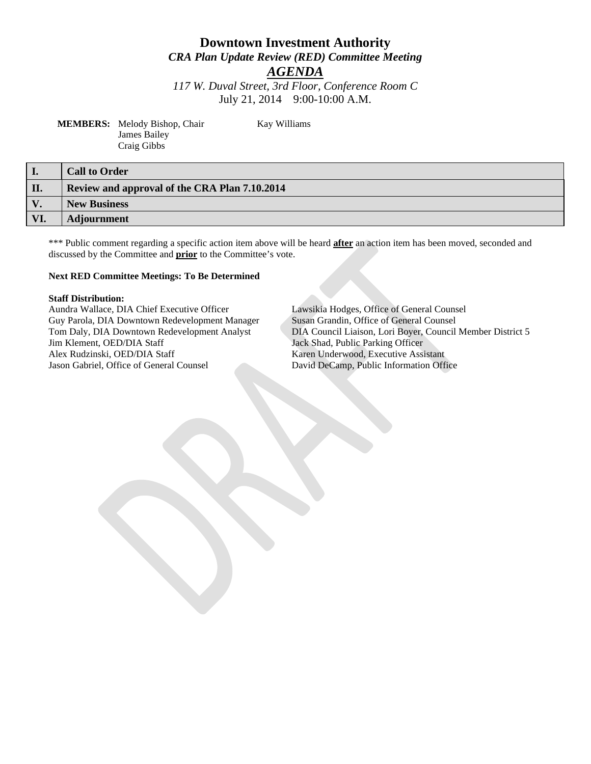# Downtown Investment Authority

## *CRA Plan Update Review (RED) Committee Meeting*

## ***AGENDA***

*117 W. Duval Street, 3rd Floor, Conference Room C*

July 21, 2014 9:00-10:00 A.M.

**MEMBERS:** Melody Bishop, Chair
James Bailey
Craig Gibbs
Kay Williams

| | |
|---|---|
| **I.** | **Call to Order** |
| **II.** | **Review and approval of the CRA Plan 7.10.2014** |
| **V.** | **New Business** |
| **VI.** | **Adjournment** |

*** Public comment regarding a specific action item above will be heard **after** an action item has been moved, seconded and discussed by the Committee and **prior** to the Committee's vote.

**Next RED Committee Meetings: To Be Determined**

**Staff Distribution:**

Aundra Wallace, DIA Chief Executive Officer
Guy Parola, DIA Downtown Redevelopment Manager
Tom Daly, DIA Downtown Redevelopment Analyst
Jim Klement, OED/DIA Staff
Alex Rudzinski, OED/DIA Staff
Jason Gabriel, Office of General Counsel
Lawsikia Hodges, Office of General Counsel
Susan Grandin, Office of General Counsel
DIA Council Liaison, Lori Boyer, Council Member District 5
Jack Shad, Public Parking Officer
Karen Underwood, Executive Assistant
David DeCamp, Public Information Office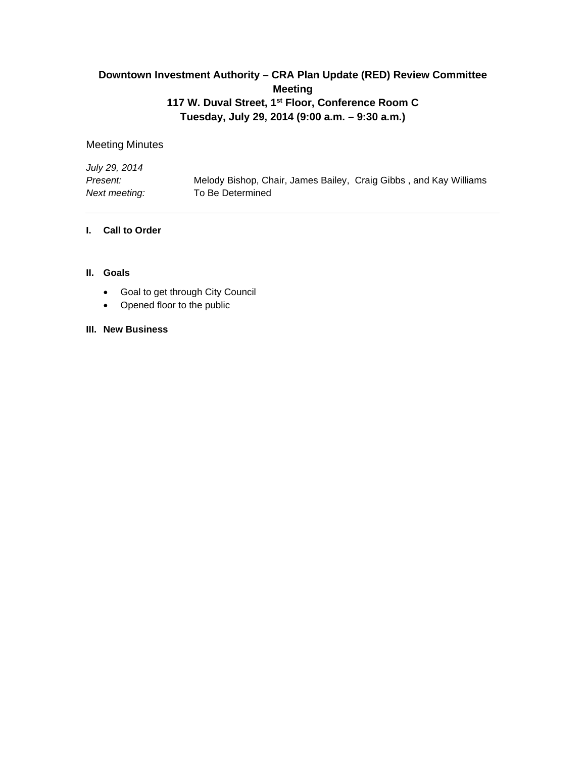**Downtown Investment Authority – CRA Plan Update (RED) Review Committee Meeting**
**117 W. Duval Street, 1st Floor, Conference Room C**
**Tuesday, July 29, 2014 (9:00 a.m. – 9:30 a.m.)**

Meeting Minutes

*July 29, 2014*
*Present:* Melody Bishop, Chair, James Bailey, Craig Gibbs , and Kay Williams
*Next meeting:* To Be Determined

---

**I. Call to Order**

**II. Goals**

- Goal to get through City Council
- Opened floor to the public

**III. New Business**